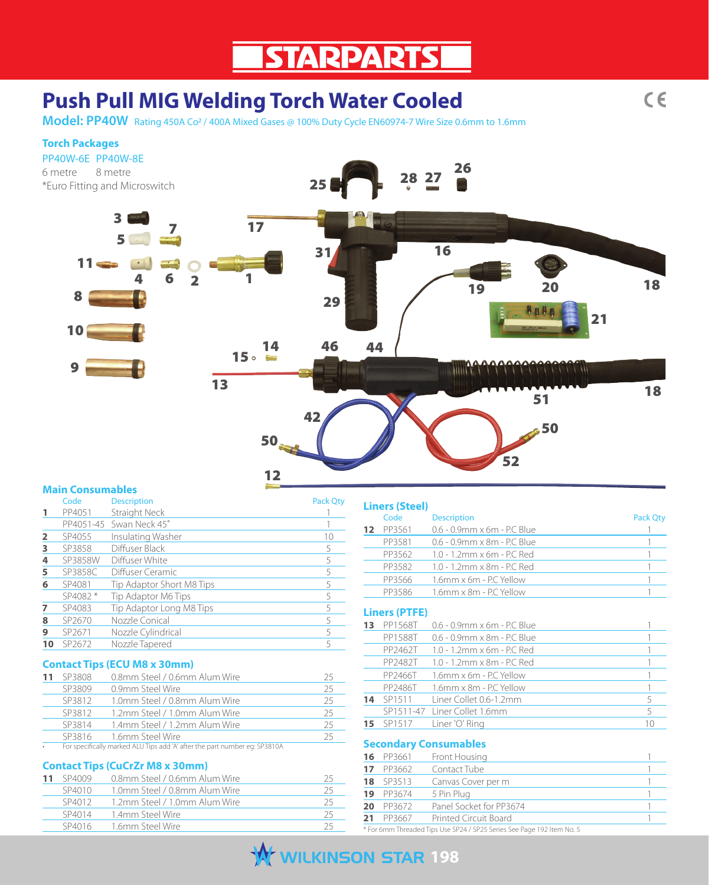# STARPARTS

## Push Pull MIG Welding Torch Water Cooled

**Model: PP40W** Rating 450A $CO^2$ / 400A Mixed Gases @ 100% Duty Cycle EN60974-7 Wire Size 0.6mm to 1.6mm

### Torch Packages

PP40W-6E PP40W-8E
6 metre 8 metre
*Euro Fitting and Microswitch

### Main Consumables

| | Code | Description | Pack Qty |
|---|---|---|---|
| 1 | PP4051 | Straight Neck | 1 |
| | PP4051-45 | Swan Neck 45˚ | 1 |
| 2 | SP4055 | Insulating Washer | 10 |
| 3 | SP3858 | Diffuser Black | 5 |
| 4 | SP3858W | Diffuser White | 5 |
| 5 | SP3858C | Diffuser Ceramic | 5 |
| 6 | SP4081 | Tip Adaptor Short M8 Tips | 5 |
| | SP4082 * | Tip Adaptor M6 Tips | 5 |
| 7 | SP4083 | Tip Adaptor Long M8 Tips | 5 |
| 8 | SP2670 | Nozzle Conical | 5 |
| 9 | SP2671 | Nozzle Cylindrical | 5 |
| 10 | SP2672 | Nozzle Tapered | 5 |

### Contact Tips (ECU M8 x 30mm)

| | Code | Description | Pack Qty |
|---|---|---|---|
| 11 | SP3808 | 0.8mm Steel / 0.6mm Alum Wire | 25 |
| | SP3809 | 0.9mm Steel Wire | 25 |
| | SP3812 | 1.0mm Steel / 0.8mm Alum Wire | 25 |
| | SP3812 | 1.2mm Steel / 1.0mm Alum Wire | 25 |
| | SP3814 | 1.4mm Steel / 1.2mm Alum Wire | 25 |
| | SP3816 | 1.6mm Steel Wire | 25 |

- For specifically marked ALU Tips add 'A' after the part number eg: SP3810A

### Contact Tips (CuCrZr M8 x 30mm)

| | Code | Description | Pack Qty |
|---|---|---|---|
| 11 | SP4009 | 0.8mm Steel / 0.6mm Alum Wire | 25 |
| | SP4010 | 1.0mm Steel / 0.8mm Alum Wire | 25 |
| | SP4012 | 1.2mm Steel / 1.0mm Alum Wire | 25 |
| | SP4014 | 1.4mm Steel Wire | 25 |
| | SP4016 | 1.6mm Steel Wire | 25 |

### Liners (Steel)

| | Code | Description | Pack Qty |
|---|---|---|---|
| 12 | PP3561 | 0.6 - 0.9mm x 6m - P.C Blue | 1 |
| | PP3581 | 0.6 - 0.9mm x 8m - P.C Blue | 1 |
| | PP3562 | 1.0 - 1.2mm x 6m - P.C Red | 1 |
| | PP3582 | 1.0 - 1.2mm x 8m - P.C Red | 1 |
| | PP3566 | 1.6mm x 6m - P.C Yellow | 1 |
| | PP3586 | 1.6mm x 8m - P.C Yellow | 1 |

### Liners (PTFE)

| | Code | Description | Pack Qty |
|---|---|---|---|
| 13 | PP1568T | 0.6 - 0.9mm x 6m - P.C Blue | 1 |
| | PP1588T | 0.6 - 0.9mm x 8m - P.C Blue | 1 |
| | PP2462T | 1.0 - 1.2mm x 6m - P.C Red | 1 |
| | PP2482T | 1.0 - 1.2mm x 8m - P.C Red | 1 |
| | PP2466T | 1.6mm x 6m - P.C Yellow | 1 |
| | PP2486T | 1.6mm x 8m - P.C Yellow | 1 |
| 14 | SP1511 | Liner Collet 0.6-1.2mm | 5 |
| | SP1511-47 | Liner Collet 1.6mm | 5 |
| 15 | SP1517 | Liner 'O' Ring | 10 |

### Secondary Consumables

| | Code | Description | Pack Qty |
|---|---|---|---|
| 16 | PP3661 | Front Housing | 1 |
| 17 | PP3662 | Contact Tube | 1 |
| 18 | SP3513 | Canvas Cover per m | 1 |
| 19 | PP3674 | 5 Pin Plug | 1 |
| 20 | PP3672 | Panel Socket for PP3674 | 1 |
| 21 | PP3667 | Printed Circuit Board | 1 |

* For 6mm Threaded Tips Use SP24 / SP25 Series See Page 192 Item No. 5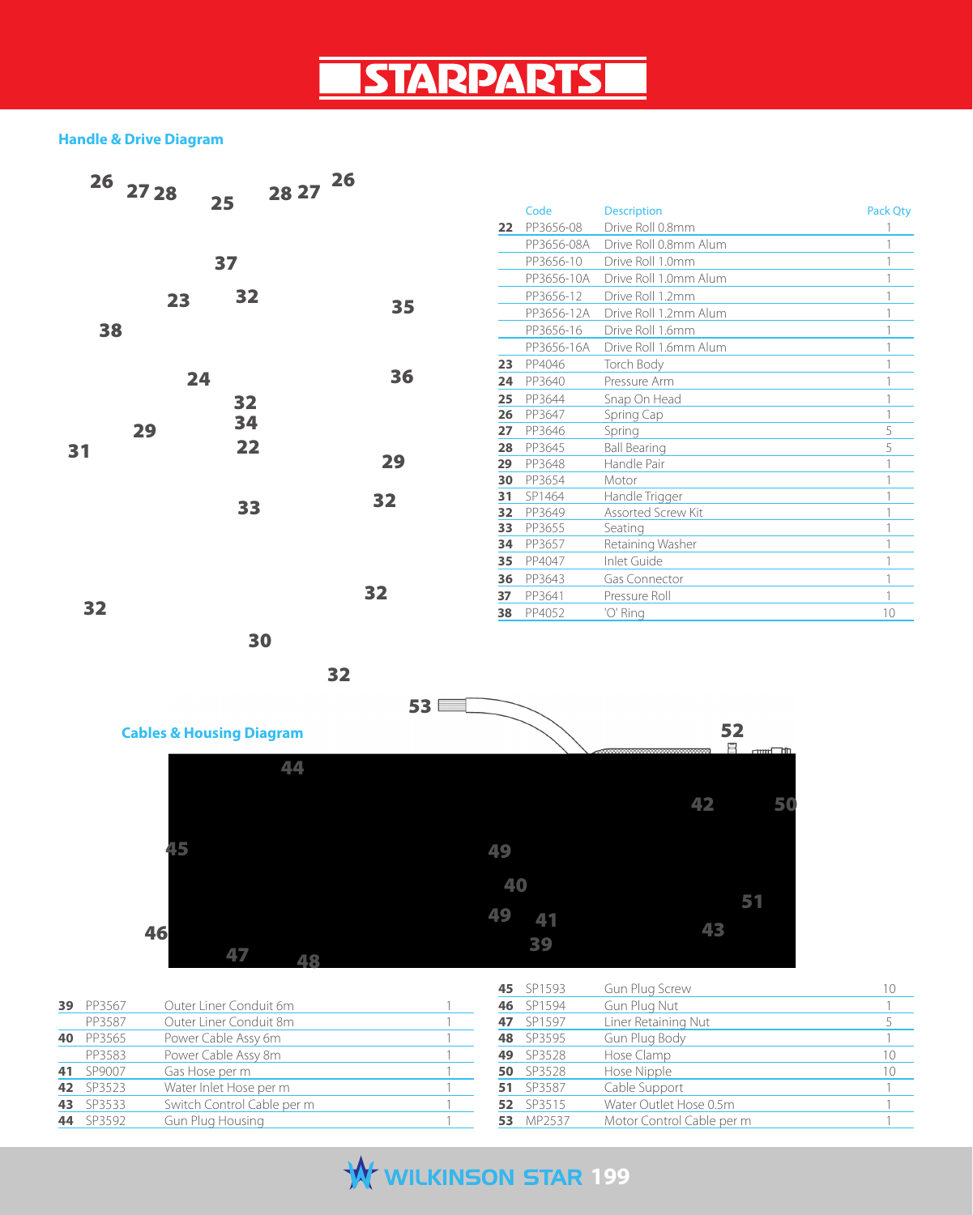# STARPARTS

## Handle & Drive Diagram

26 27 28 25 28 27 26

37

23 32

35

38

24

36

32

34

29

31

22

29

33

32

32

32

30

32

| | Code | Description | Pack Qty |
|---|---|---|---|
| 22 | PP3656-08 | Drive Roll 0.8mm | 1 |
| | PP3656-08A | Drive Roll 0.8mm Alum | 1 |
| | PP3656-10 | Drive Roll 1.0mm | 1 |
| | PP3656-10A | Drive Roll 1.0mm Alum | 1 |
| | PP3656-12 | Drive Roll 1.2mm | 1 |
| | PP3656-12A | Drive Roll 1.2mm Alum | 1 |
| | PP3656-16 | Drive Roll 1.6mm | 1 |
| | PP3656-16A | Drive Roll 1.6mm Alum | 1 |
| 23 | PP4046 | Torch Body | 1 |
| 24 | PP3640 | Pressure Arm | 1 |
| 25 | PP3644 | Snap On Head | 1 |
| 26 | PP3647 | Spring Cap | 1 |
| 27 | PP3646 | Spring | 5 |
| 28 | PP3645 | Ball Bearing | 5 |
| 29 | PP3648 | Handle Pair | 1 |
| 30 | PP3654 | Motor | 1 |
| 31 | SP1464 | Handle Trigger | 1 |
| 32 | PP3649 | Assorted Screw Kit | 1 |
| 33 | PP3655 | Seating | 1 |
| 34 | PP3657 | Retaining Washer | 1 |
| 35 | PP4047 | Inlet Guide | 1 |
| 36 | PP3643 | Gas Connector | 1 |
| 37 | PP3641 | Pressure Roll | 1 |
| 38 | PP4052 | 'O' Ring | 10 |

## Cables & Housing Diagram

53

52

44

42 50

45

49

40

51

49 41

43

39

46

47 48

| | | | |
|---|---|---|---|
| 39 | PP3567 | Outer Liner Conduit 6m | 1 |
| | PP3587 | Outer Liner Conduit 8m | 1 |
| 40 | PP3565 | Power Cable Assy 6m | 1 |
| | PP3583 | Power Cable Assy 8m | 1 |
| 41 | SP9007 | Gas Hose per m | 1 |
| 42 | SP3523 | Water Inlet Hose per m | 1 |
| 43 | SP3533 | Switch Control Cable per m | 1 |
| 44 | SP3592 | Gun Plug Housing | 1 |
| 45 | SP1593 | Gun Plug Screw | 10 |
| 46 | SP1594 | Gun Plug Nut | 1 |
| 47 | SP1597 | Liner Retaining Nut | 5 |
| 48 | SP3595 | Gun Plug Body | 1 |
| 49 | SP3528 | Hose Clamp | 10 |
| 50 | SP3528 | Hose Nipple | 10 |
| 51 | SP3587 | Cable Support | 1 |
| 52 | SP3515 | Water Outlet Hose 0.5m | 1 |
| 53 | MP2537 | Motor Control Cable per m | 1 |

WILKINSON STAR